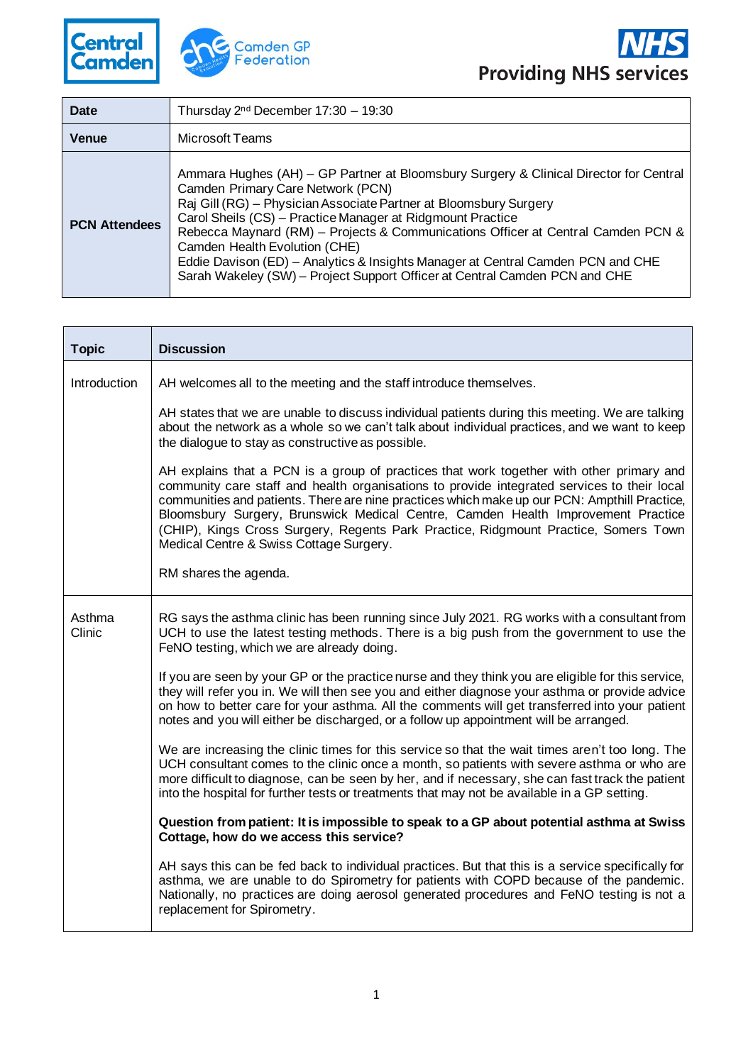Central Camden | Camden GP Federation | NHS Providing NHS services

| Date | Thursday 2nd December 17:30 – 19:30 |
|---|---|
| Venue | Microsoft Teams |
| PCN Attendees | Ammara Hughes (AH) – GP Partner at Bloomsbury Surgery & Clinical Director for Central Camden Primary Care Network (PCN)<br>Raj Gill (RG) – Physician Associate Partner at Bloomsbury Surgery<br>Carol Sheils (CS) – Practice Manager at Ridgmount Practice<br>Rebecca Maynard (RM) – Projects & Communications Officer at Central Camden PCN & Camden Health Evolution (CHE)<br>Eddie Davison (ED) – Analytics & Insights Manager at Central Camden PCN and CHE<br>Sarah Wakeley (SW) – Project Support Officer at Central Camden PCN and CHE |

| Topic | Discussion |
|---|---|
| Introduction | AH welcomes all to the meeting and the staff introduce themselves.<br><br>AH states that we are unable to discuss individual patients during this meeting. We are talking about the network as a whole so we can't talk about individual practices, and we want to keep the dialogue to stay as constructive as possible.<br><br>AH explains that a PCN is a group of practices that work together with other primary and community care staff and health organisations to provide integrated services to their local communities and patients. There are nine practices which make up our PCN: Ampthill Practice, Bloomsbury Surgery, Brunswick Medical Centre, Camden Health Improvement Practice (CHIP), Kings Cross Surgery, Regents Park Practice, Ridgmount Practice, Somers Town Medical Centre & Swiss Cottage Surgery.<br><br>RM shares the agenda. |
| Asthma Clinic | RG says the asthma clinic has been running since July 2021. RG works with a consultant from UCH to use the latest testing methods. There is a big push from the government to use the FeNO testing, which we are already doing.<br><br>If you are seen by your GP or the practice nurse and they think you are eligible for this service, they will refer you in. We will then see you and either diagnose your asthma or provide advice on how to better care for your asthma. All the comments will get transferred into your patient notes and you will either be discharged, or a follow up appointment will be arranged.<br><br>We are increasing the clinic times for this service so that the wait times aren't too long. The UCH consultant comes to the clinic once a month, so patients with severe asthma or who are more difficult to diagnose, can be seen by her, and if necessary, she can fast track the patient into the hospital for further tests or treatments that may not be available in a GP setting.<br><br>**Question from patient: It is impossible to speak to a GP about potential asthma at Swiss Cottage, how do we access this service?**<br><br>AH says this can be fed back to individual practices. But that this is a service specifically for asthma, we are unable to do Spirometry for patients with COPD because of the pandemic. Nationally, no practices are doing aerosol generated procedures and FeNO testing is not a replacement for Spirometry. |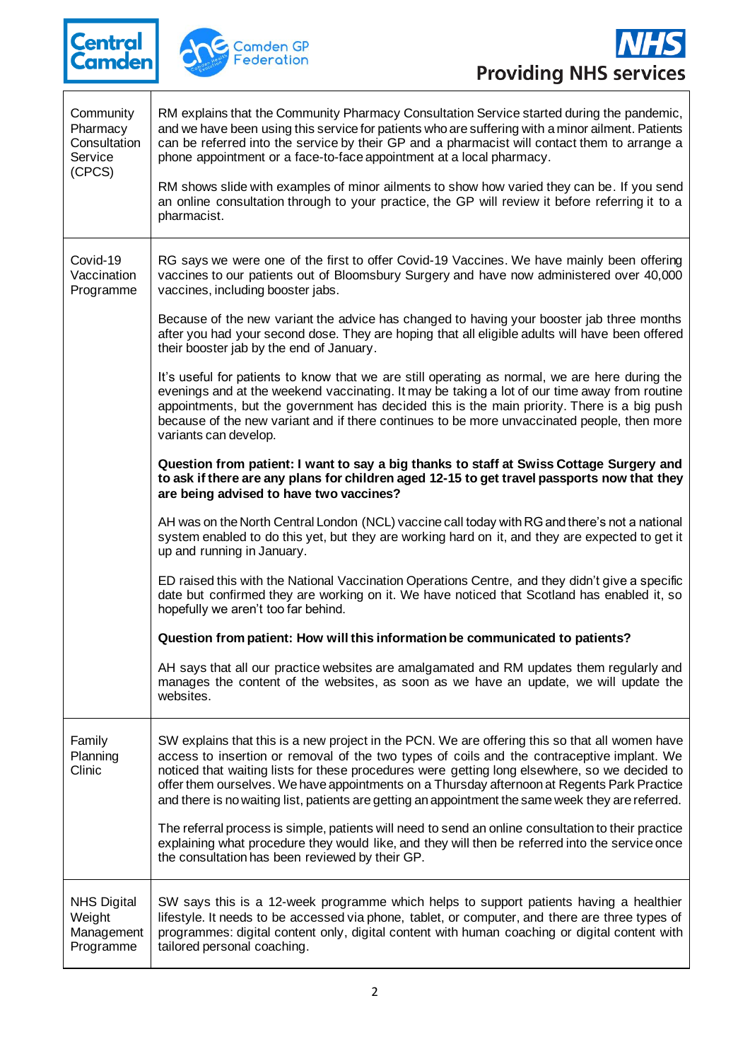| | |
|---|---|
| Community Pharmacy Consultation Service (CPCS) | RM explains that the Community Pharmacy Consultation Service started during the pandemic, and we have been using this service for patients who are suffering with a minor ailment. Patients can be referred into the service by their GP and a pharmacist will contact them to arrange a phone appointment or a face-to-face appointment at a local pharmacy.<br><br>RM shows slide with examples of minor ailments to show how varied they can be. If you send an online consultation through to your practice, the GP will review it before referring it to a pharmacist. |
| Covid-19 Vaccination Programme | RG says we were one of the first to offer Covid-19 Vaccines. We have mainly been offering vaccines to our patients out of Bloomsbury Surgery and have now administered over 40,000 vaccines, including booster jabs.<br><br>Because of the new variant the advice has changed to having your booster jab three months after you had your second dose. They are hoping that all eligible adults will have been offered their booster jab by the end of January.<br><br>It's useful for patients to know that we are still operating as normal, we are here during the evenings and at the weekend vaccinating. It may be taking a lot of our time away from routine appointments, but the government has decided this is the main priority. There is a big push because of the new variant and if there continues to be more unvaccinated people, then more variants can develop.<br><br>**Question from patient: I want to say a big thanks to staff at Swiss Cottage Surgery and to ask if there are any plans for children aged 12-15 to get travel passports now that they are being advised to have two vaccines?**<br><br>AH was on the North Central London (NCL) vaccine call today with RG and there's not a national system enabled to do this yet, but they are working hard on it, and they are expected to get it up and running in January.<br><br>ED raised this with the National Vaccination Operations Centre, and they didn't give a specific date but confirmed they are working on it. We have noticed that Scotland has enabled it, so hopefully we aren't too far behind.<br><br>**Question from patient: How will this information be communicated to patients?**<br><br>AH says that all our practice websites are amalgamated and RM updates them regularly and manages the content of the websites, as soon as we have an update, we will update the websites. |
| Family Planning Clinic | SW explains that this is a new project in the PCN. We are offering this so that all women have access to insertion or removal of the two types of coils and the contraceptive implant. We noticed that waiting lists for these procedures were getting long elsewhere, so we decided to offer them ourselves. We have appointments on a Thursday afternoon at Regents Park Practice and there is no waiting list, patients are getting an appointment the same week they are referred.<br><br>The referral process is simple, patients will need to send an online consultation to their practice explaining what procedure they would like, and they will then be referred into the service once the consultation has been reviewed by their GP. |
| NHS Digital Weight Management Programme | SW says this is a 12-week programme which helps to support patients having a healthier lifestyle. It needs to be accessed via phone, tablet, or computer, and there are three types of programmes: digital content only, digital content with human coaching or digital content with tailored personal coaching. |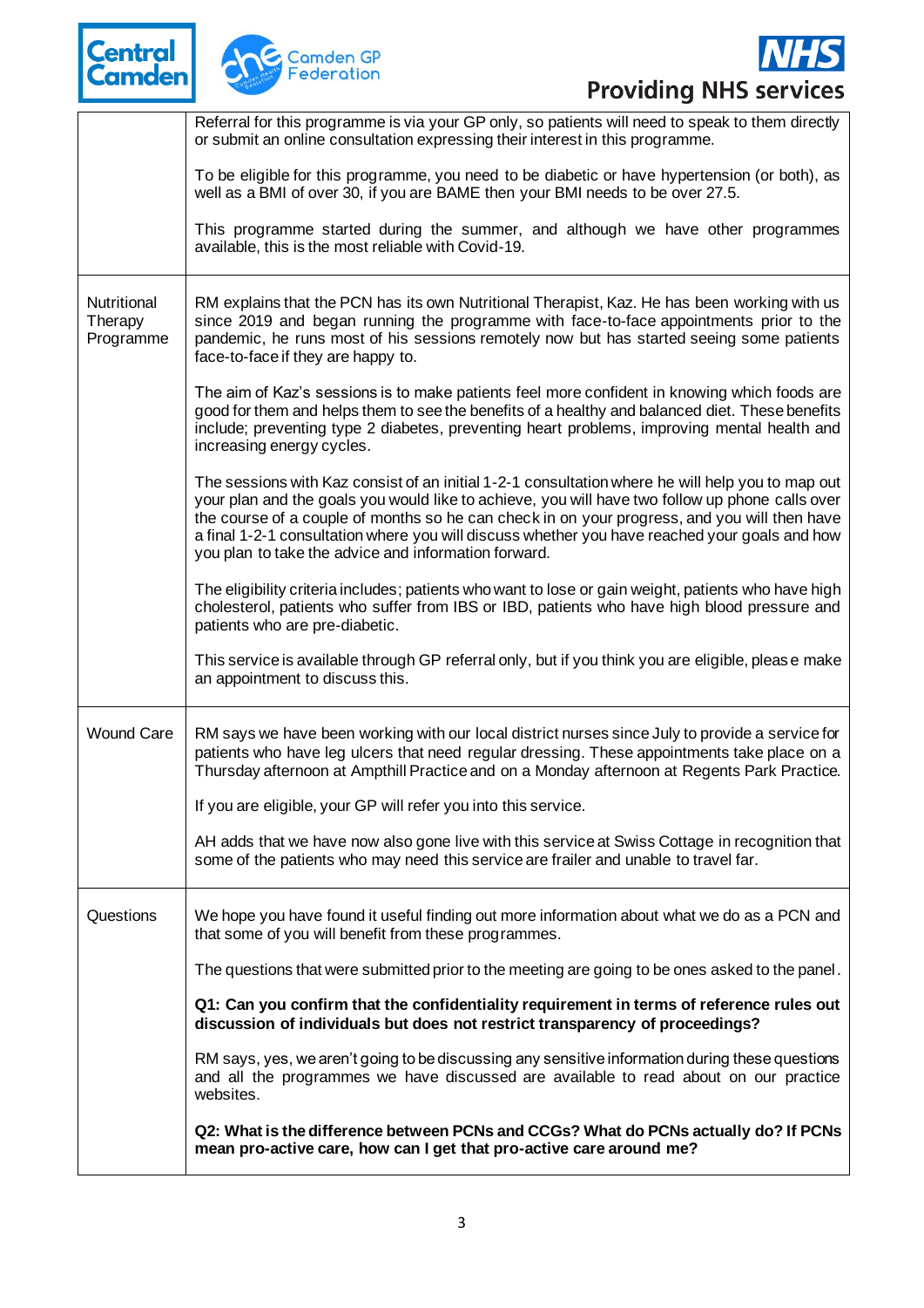| | |
|---|---|
| | Referral for this programme is via your GP only, so patients will need to speak to them directly or submit an online consultation expressing their interest in this programme.<br><br>To be eligible for this programme, you need to be diabetic or have hypertension (or both), as well as a BMI of over 30, if you are BAME then your BMI needs to be over 27.5.<br><br>This programme started during the summer, and although we have other programmes available, this is the most reliable with Covid-19. |
| Nutritional Therapy Programme | RM explains that the PCN has its own Nutritional Therapist, Kaz. He has been working with us since 2019 and began running the programme with face-to-face appointments prior to the pandemic, he runs most of his sessions remotely now but has started seeing some patients face-to-face if they are happy to.<br><br>The aim of Kaz's sessions is to make patients feel more confident in knowing which foods are good for them and helps them to see the benefits of a healthy and balanced diet. These benefits include; preventing type 2 diabetes, preventing heart problems, improving mental health and increasing energy cycles.<br><br>The sessions with Kaz consist of an initial 1-2-1 consultation where he will help you to map out your plan and the goals you would like to achieve, you will have two follow up phone calls over the course of a couple of months so he can check in on your progress, and you will then have a final 1-2-1 consultation where you will discuss whether you have reached your goals and how you plan to take the advice and information forward.<br><br>The eligibility criteria includes; patients who want to lose or gain weight, patients who have high cholesterol, patients who suffer from IBS or IBD, patients who have high blood pressure and patients who are pre-diabetic.<br><br>This service is available through GP referral only, but if you think you are eligible, please make an appointment to discuss this. |
| Wound Care | RM says we have been working with our local district nurses since July to provide a service for patients who have leg ulcers that need regular dressing. These appointments take place on a Thursday afternoon at Ampthill Practice and on a Monday afternoon at Regents Park Practice.<br><br>If you are eligible, your GP will refer you into this service.<br><br>AH adds that we have now also gone live with this service at Swiss Cottage in recognition that some of the patients who may need this service are frailer and unable to travel far. |
| Questions | We hope you have found it useful finding out more information about what we do as a PCN and that some of you will benefit from these programmes.<br><br>The questions that were submitted prior to the meeting are going to be ones asked to the panel.<br><br>**Q1: Can you confirm that the confidentiality requirement in terms of reference rules out discussion of individuals but does not restrict transparency of proceedings?**<br><br>RM says, yes, we aren't going to be discussing any sensitive information during these questions and all the programmes we have discussed are available to read about on our practice websites.<br><br>**Q2: What is the difference between PCNs and CCGs? What do PCNs actually do? If PCNs mean pro-active care, how can I get that pro-active care around me?** |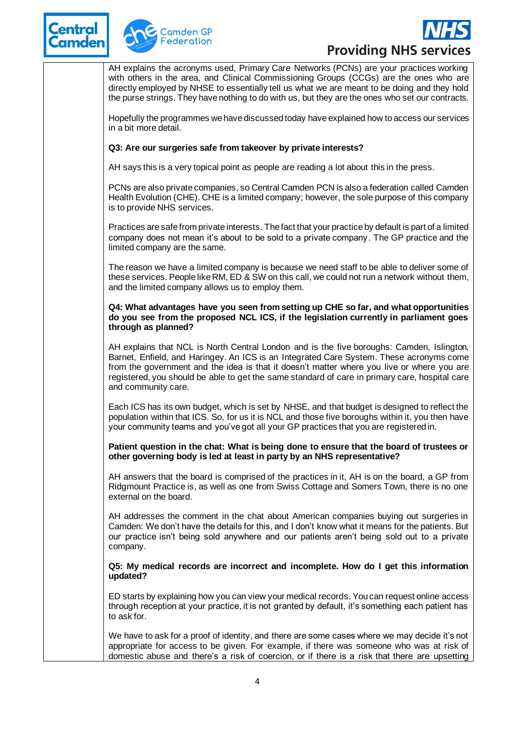AH explains the acronyms used, Primary Care Networks (PCNs) are your practices working with others in the area, and Clinical Commissioning Groups (CCGs) are the ones who are directly employed by NHSE to essentially tell us what we are meant to be doing and they hold the purse strings. They have nothing to do with us, but they are the ones who set our contracts.

Hopefully the programmes we have discussed today have explained how to access our services in a bit more detail.

**Q3: Are our surgeries safe from takeover by private interests?**

AH says this is a very topical point as people are reading a lot about this in the press.

PCNs are also private companies, so Central Camden PCN is also a federation called Camden Health Evolution (CHE). CHE is a limited company; however, the sole purpose of this company is to provide NHS services.

Practices are safe from private interests. The fact that your practice by default is part of a limited company does not mean it's about to be sold to a private company. The GP practice and the limited company are the same.

The reason we have a limited company is because we need staff to be able to deliver some of these services. People like RM, ED & SW on this call, we could not run a network without them, and the limited company allows us to employ them.

**Q4: What advantages have you seen from setting up CHE so far, and what opportunities do you see from the proposed NCL ICS, if the legislation currently in parliament goes through as planned?**

AH explains that NCL is North Central London and is the five boroughs: Camden, Islington, Barnet, Enfield, and Haringey. An ICS is an Integrated Care System. These acronyms come from the government and the idea is that it doesn't matter where you live or where you are registered, you should be able to get the same standard of care in primary care, hospital care and community care.

Each ICS has its own budget, which is set by NHSE, and that budget is designed to reflect the population within that ICS. So, for us it is NCL and those five boroughs within it, you then have your community teams and you've got all your GP practices that you are registered in.

**Patient question in the chat: What is being done to ensure that the board of trustees or other governing body is led at least in party by an NHS representative?**

AH answers that the board is comprised of the practices in it, AH is on the board, a GP from Ridgmount Practice is, as well as one from Swiss Cottage and Somers Town, there is no one external on the board.

AH addresses the comment in the chat about American companies buying out surgeries in Camden: We don't have the details for this, and I don't know what it means for the patients. But our practice isn't being sold anywhere and our patients aren't being sold out to a private company.

**Q5: My medical records are incorrect and incomplete. How do I get this information updated?**

ED starts by explaining how you can view your medical records. You can request online access through reception at your practice, it is not granted by default, it's something each patient has to ask for.

We have to ask for a proof of identity, and there are some cases where we may decide it's not appropriate for access to be given. For example, if there was someone who was at risk of domestic abuse and there's a risk of coercion, or if there is a risk that there are upsetting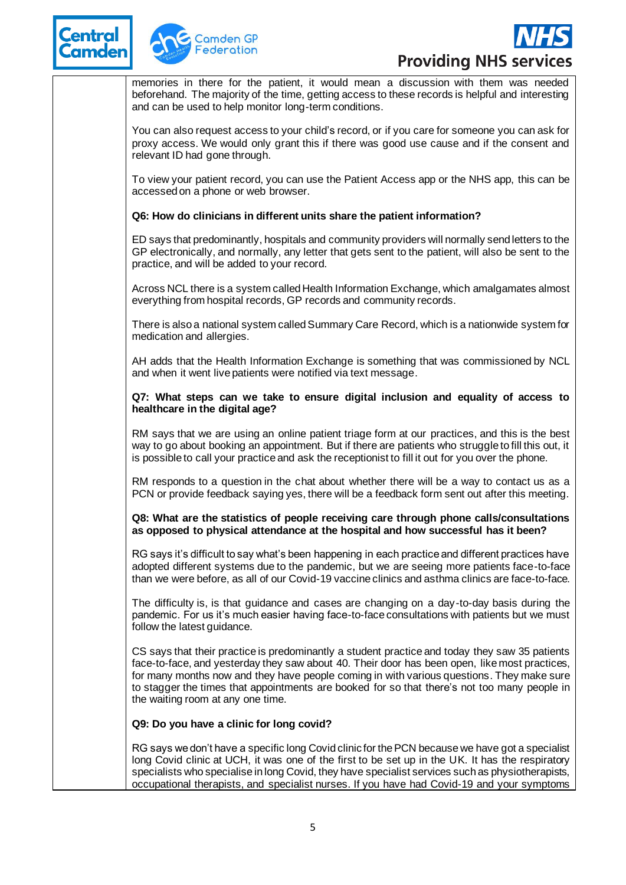memories in there for the patient, it would mean a discussion with them was needed beforehand. The majority of the time, getting access to these records is helpful and interesting and can be used to help monitor long-term conditions.

You can also request access to your child's record, or if you care for someone you can ask for proxy access. We would only grant this if there was good use cause and if the consent and relevant ID had gone through.

To view your patient record, you can use the Patient Access app or the NHS app, this can be accessed on a phone or web browser.

**Q6: How do clinicians in different units share the patient information?**

ED says that predominantly, hospitals and community providers will normally send letters to the GP electronically, and normally, any letter that gets sent to the patient, will also be sent to the practice, and will be added to your record.

Across NCL there is a system called Health Information Exchange, which amalgamates almost everything from hospital records, GP records and community records.

There is also a national system called Summary Care Record, which is a nationwide system for medication and allergies.

AH adds that the Health Information Exchange is something that was commissioned by NCL and when it went live patients were notified via text message.

**Q7: What steps can we take to ensure digital inclusion and equality of access to healthcare in the digital age?**

RM says that we are using an online patient triage form at our practices, and this is the best way to go about booking an appointment. But if there are patients who struggle to fill this out, it is possible to call your practice and ask the receptionist to fill it out for you over the phone.

RM responds to a question in the chat about whether there will be a way to contact us as a PCN or provide feedback saying yes, there will be a feedback form sent out after this meeting.

**Q8: What are the statistics of people receiving care through phone calls/consultations as opposed to physical attendance at the hospital and how successful has it been?**

RG says it's difficult to say what's been happening in each practice and different practices have adopted different systems due to the pandemic, but we are seeing more patients face-to-face than we were before, as all of our Covid-19 vaccine clinics and asthma clinics are face-to-face.

The difficulty is, is that guidance and cases are changing on a day-to-day basis during the pandemic. For us it's much easier having face-to-face consultations with patients but we must follow the latest guidance.

CS says that their practice is predominantly a student practice and today they saw 35 patients face-to-face, and yesterday they saw about 40. Their door has been open, like most practices, for many months now and they have people coming in with various questions. They make sure to stagger the times that appointments are booked for so that there's not too many people in the waiting room at any one time.

**Q9: Do you have a clinic for long covid?**

RG says we don't have a specific long Covid clinic for the PCN because we have got a specialist long Covid clinic at UCH, it was one of the first to be set up in the UK. It has the respiratory specialists who specialise in long Covid, they have specialist services such as physiotherapists, occupational therapists, and specialist nurses. If you have had Covid-19 and your symptoms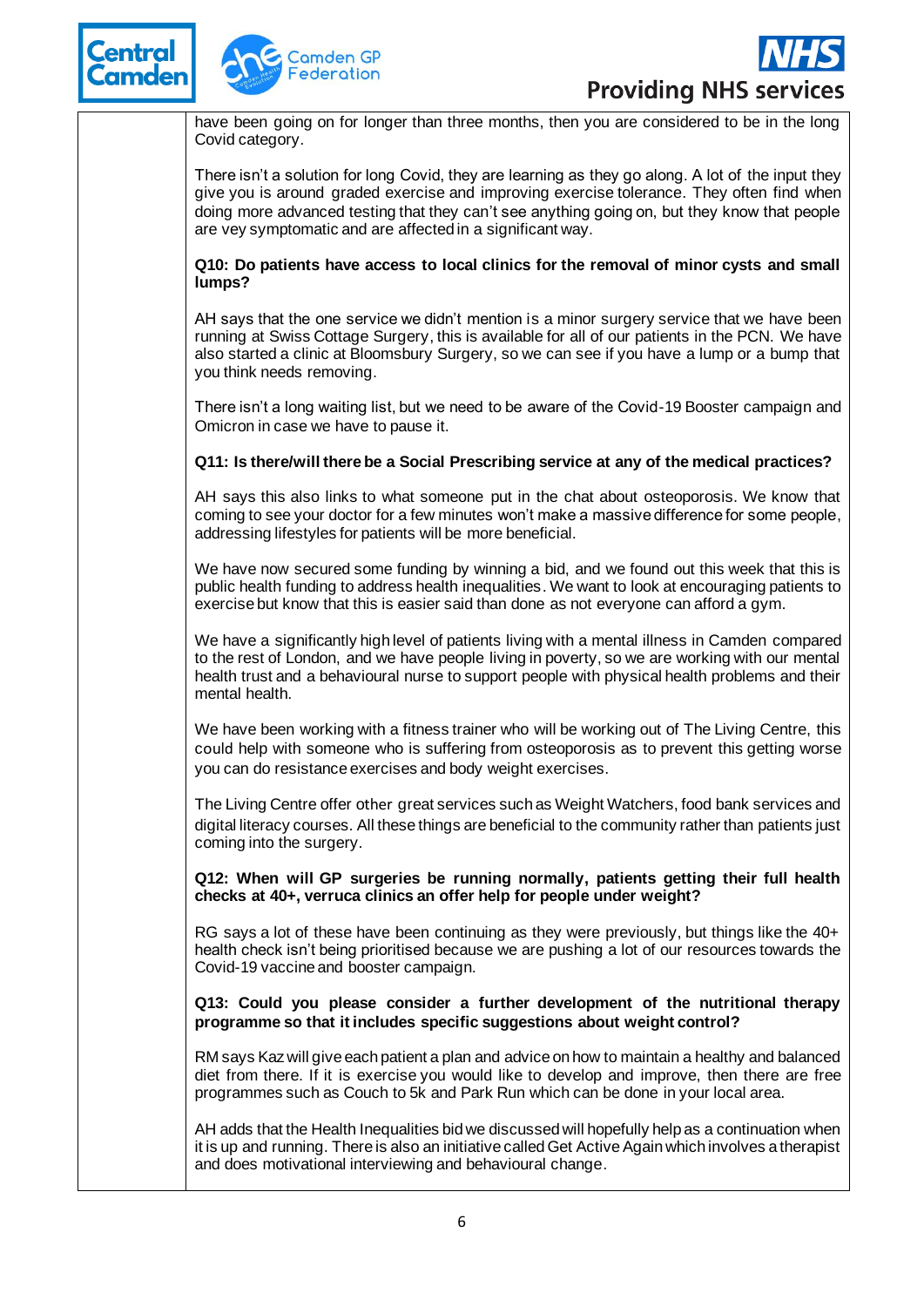have been going on for longer than three months, then you are considered to be in the long Covid category.

There isn't a solution for long Covid, they are learning as they go along. A lot of the input they give you is around graded exercise and improving exercise tolerance. They often find when doing more advanced testing that they can't see anything going on, but they know that people are vey symptomatic and are affected in a significant way.

**Q10: Do patients have access to local clinics for the removal of minor cysts and small lumps?**

AH says that the one service we didn't mention is a minor surgery service that we have been running at Swiss Cottage Surgery, this is available for all of our patients in the PCN. We have also started a clinic at Bloomsbury Surgery, so we can see if you have a lump or a bump that you think needs removing.

There isn't a long waiting list, but we need to be aware of the Covid-19 Booster campaign and Omicron in case we have to pause it.

**Q11: Is there/will there be a Social Prescribing service at any of the medical practices?**

AH says this also links to what someone put in the chat about osteoporosis. We know that coming to see your doctor for a few minutes won't make a massive difference for some people, addressing lifestyles for patients will be more beneficial.

We have now secured some funding by winning a bid, and we found out this week that this is public health funding to address health inequalities. We want to look at encouraging patients to exercise but know that this is easier said than done as not everyone can afford a gym.

We have a significantly high level of patients living with a mental illness in Camden compared to the rest of London, and we have people living in poverty, so we are working with our mental health trust and a behavioural nurse to support people with physical health problems and their mental health.

We have been working with a fitness trainer who will be working out of The Living Centre, this could help with someone who is suffering from osteoporosis as to prevent this getting worse you can do resistance exercises and body weight exercises.

The Living Centre offer other great services such as Weight Watchers, food bank services and digital literacy courses. All these things are beneficial to the community rather than patients just coming into the surgery.

**Q12: When will GP surgeries be running normally, patients getting their full health checks at 40+, verruca clinics an offer help for people under weight?**

RG says a lot of these have been continuing as they were previously, but things like the 40+ health check isn't being prioritised because we are pushing a lot of our resources towards the Covid-19 vaccine and booster campaign.

**Q13: Could you please consider a further development of the nutritional therapy programme so that it includes specific suggestions about weight control?**

RM says Kaz will give each patient a plan and advice on how to maintain a healthy and balanced diet from there. If it is exercise you would like to develop and improve, then there are free programmes such as Couch to 5k and Park Run which can be done in your local area.

AH adds that the Health Inequalities bid we discussed will hopefully help as a continuation when it is up and running. There is also an initiative called Get Active Again which involves a therapist and does motivational interviewing and behavioural change.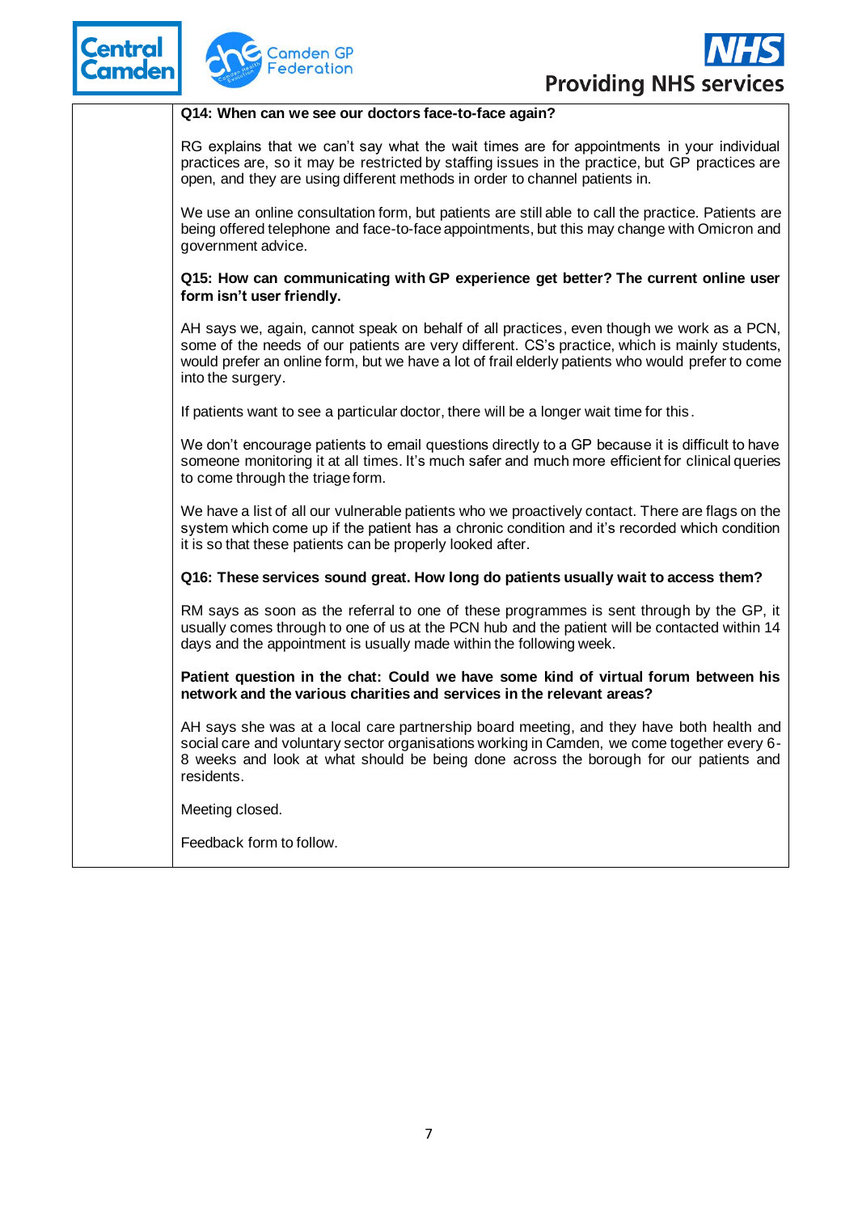**Q14: When can we see our doctors face-to-face again?**

RG explains that we can't say what the wait times are for appointments in your individual practices are, so it may be restricted by staffing issues in the practice, but GP practices are open, and they are using different methods in order to channel patients in.

We use an online consultation form, but patients are still able to call the practice. Patients are being offered telephone and face-to-face appointments, but this may change with Omicron and government advice.

**Q15: How can communicating with GP experience get better? The current online user form isn't user friendly.**

AH says we, again, cannot speak on behalf of all practices, even though we work as a PCN, some of the needs of our patients are very different. CS's practice, which is mainly students, would prefer an online form, but we have a lot of frail elderly patients who would prefer to come into the surgery.

If patients want to see a particular doctor, there will be a longer wait time for this.

We don't encourage patients to email questions directly to a GP because it is difficult to have someone monitoring it at all times. It's much safer and much more efficient for clinical queries to come through the triage form.

We have a list of all our vulnerable patients who we proactively contact. There are flags on the system which come up if the patient has a chronic condition and it's recorded which condition it is so that these patients can be properly looked after.

**Q16: These services sound great. How long do patients usually wait to access them?**

RM says as soon as the referral to one of these programmes is sent through by the GP, it usually comes through to one of us at the PCN hub and the patient will be contacted within 14 days and the appointment is usually made within the following week.

**Patient question in the chat: Could we have some kind of virtual forum between his network and the various charities and services in the relevant areas?**

AH says she was at a local care partnership board meeting, and they have both health and social care and voluntary sector organisations working in Camden, we come together every 6-8 weeks and look at what should be being done across the borough for our patients and residents.

Meeting closed.

Feedback form to follow.